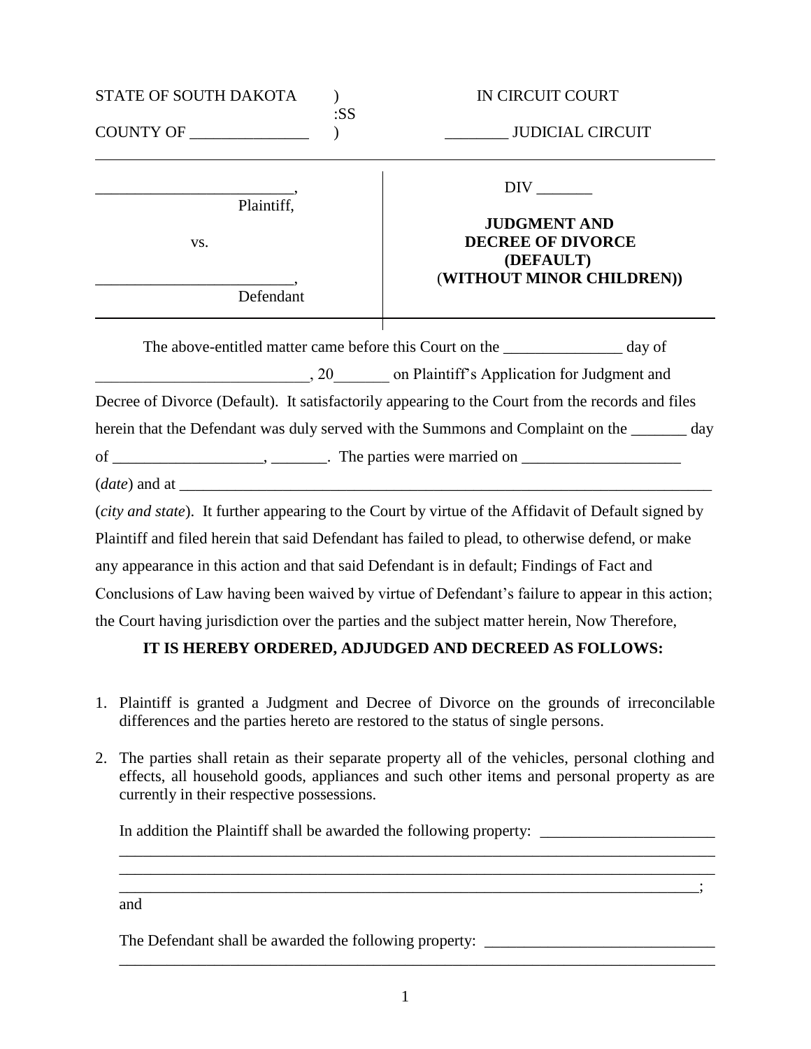STATE OF SOUTH DAKOTA ) IN CIRCUIT COURT
:SS
COUNTY OF _______________ ) ________ JUDICIAL CIRCUIT

| | |
|---|---|
| ________________________, Plaintiff, | DIV _______ |
| vs. | **JUDGMENT AND DECREE OF DIVORCE (DEFAULT) (WITHOUT MINOR CHILDREN))** |
| ________________________, Defendant | |

The above-entitled matter came before this Court on the _______________ day of ___________________________, 20_______ on Plaintiff's Application for Judgment and Decree of Divorce (Default). It satisfactorily appearing to the Court from the records and files herein that the Defendant was duly served with the Summons and Complaint on the _______ day of ___________________, _______. The parties were married on ____________________ (*date*) and at ______________________________________________________________________ (*city and state*). It further appearing to the Court by virtue of the Affidavit of Default signed by Plaintiff and filed herein that said Defendant has failed to plead, to otherwise defend, or make any appearance in this action and that said Defendant is in default; Findings of Fact and Conclusions of Law having been waived by virtue of Defendant's failure to appear in this action; the Court having jurisdiction over the parties and the subject matter herein, Now Therefore,

**IT IS HEREBY ORDERED, ADJUDGED AND DECREED AS FOLLOWS:**

1. Plaintiff is granted a Judgment and Decree of Divorce on the grounds of irreconcilable differences and the parties hereto are restored to the status of single persons.

2. The parties shall retain as their separate property all of the vehicles, personal clothing and effects, all household goods, appliances and such other items and personal property as are currently in their respective possessions.

   In addition the Plaintiff shall be awarded the following property: ______________________
   ___________________________________________________________________________
   ___________________________________________________________________________
   ___________________________________________________________________________;
   and

   The Defendant shall be awarded the following property: ____________________________
   ___________________________________________________________________________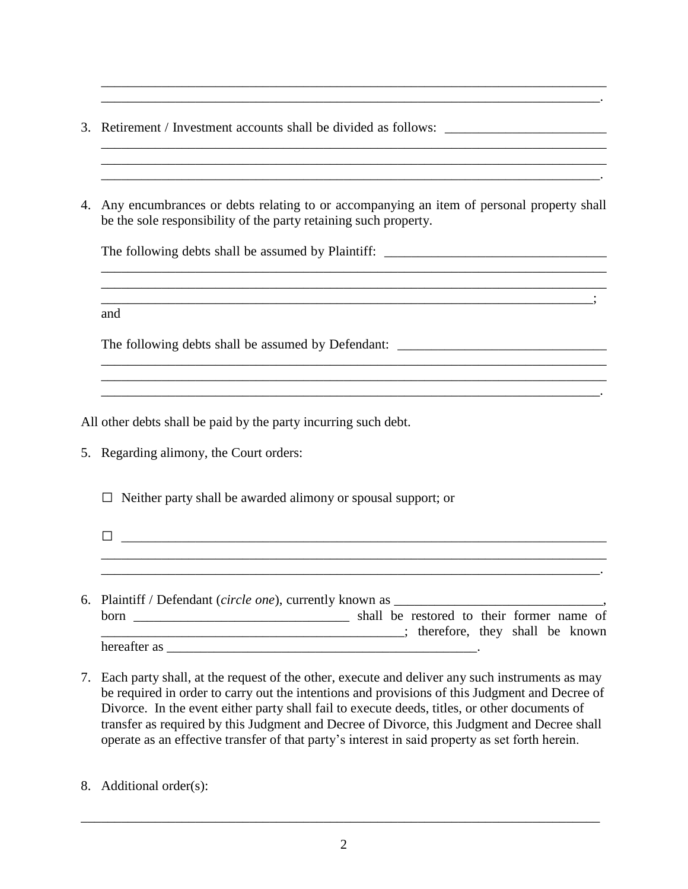______________________________________________________________________________
_____________________________________________________________________________.

3. Retirement / Investment accounts shall be divided as follows: ________________________
______________________________________________________________________________
______________________________________________________________________________
_____________________________________________________________________________.

4. Any encumbrances or debts relating to or accompanying an item of personal property shall be the sole responsibility of the party retaining such property.

   The following debts shall be assumed by Plaintiff: _________________________________
   ______________________________________________________________________________
   ______________________________________________________________________________
   _____________________________________________________________________________;
   and

   The following debts shall be assumed by Defendant: _______________________________
   ______________________________________________________________________________
   ______________________________________________________________________________
   _____________________________________________________________________________.

All other debts shall be paid by the party incurring such debt.

5. Regarding alimony, the Court orders:

   ☐ Neither party shall be awarded alimony or spousal support; or

   ☐ ___________________________________________________________________________
   ______________________________________________________________________________
   _____________________________________________________________________________.

6. Plaintiff / Defendant (*circle one*), currently known as _______________________________, born _________________________________ shall be restored to their former name of _____________________________________________; therefore, they shall be known hereafter as ________________________________________________.

7. Each party shall, at the request of the other, execute and deliver any such instruments as may be required in order to carry out the intentions and provisions of this Judgment and Decree of Divorce. In the event either party shall fail to execute deeds, titles, or other documents of transfer as required by this Judgment and Decree of Divorce, this Judgment and Decree shall operate as an effective transfer of that party's interest in said property as set forth herein.

8. Additional order(s):

______________________________________________________________________________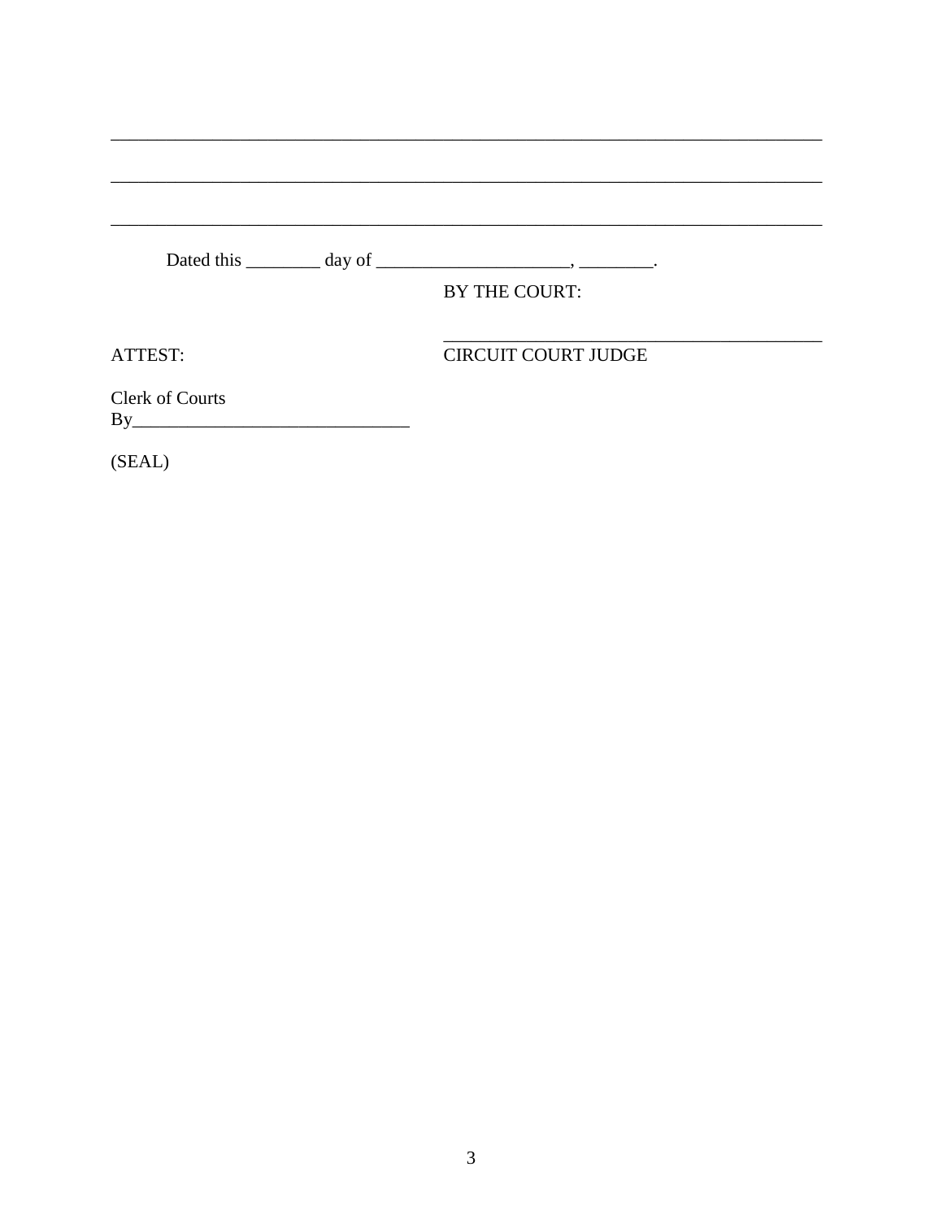\_\_\_\_\_\_\_\_\_\_\_\_\_\_\_\_\_\_\_\_\_\_\_\_\_\_\_\_\_\_\_\_\_\_\_\_\_\_\_\_\_\_\_\_\_\_\_\_\_\_\_\_\_\_\_\_\_\_\_\_\_\_\_\_\_\_\_\_\_\_\_\_\_\_\_\_

\_\_\_\_\_\_\_\_\_\_\_\_\_\_\_\_\_\_\_\_\_\_\_\_\_\_\_\_\_\_\_\_\_\_\_\_\_\_\_\_\_\_\_\_\_\_\_\_\_\_\_\_\_\_\_\_\_\_\_\_\_\_\_\_\_\_\_\_\_\_\_\_\_\_\_\_

\_\_\_\_\_\_\_\_\_\_\_\_\_\_\_\_\_\_\_\_\_\_\_\_\_\_\_\_\_\_\_\_\_\_\_\_\_\_\_\_\_\_\_\_\_\_\_\_\_\_\_\_\_\_\_\_\_\_\_\_\_\_\_\_\_\_\_\_\_\_\_\_\_\_\_\_

Dated this \_\_\_\_\_\_\_\_ day of \_\_\_\_\_\_\_\_\_\_\_\_\_\_\_\_\_\_\_\_\_, \_\_\_\_\_\_\_\_.

BY THE COURT:

\_\_\_\_\_\_\_\_\_\_\_\_\_\_\_\_\_\_\_\_\_\_\_\_\_\_\_\_\_\_\_\_\_\_\_\_\_\_\_\_\_\_

CIRCUIT COURT JUDGE

ATTEST:

Clerk of Courts

By\_\_\_\_\_\_\_\_\_\_\_\_\_\_\_\_\_\_\_\_\_\_\_\_\_\_\_\_\_\_

(SEAL)